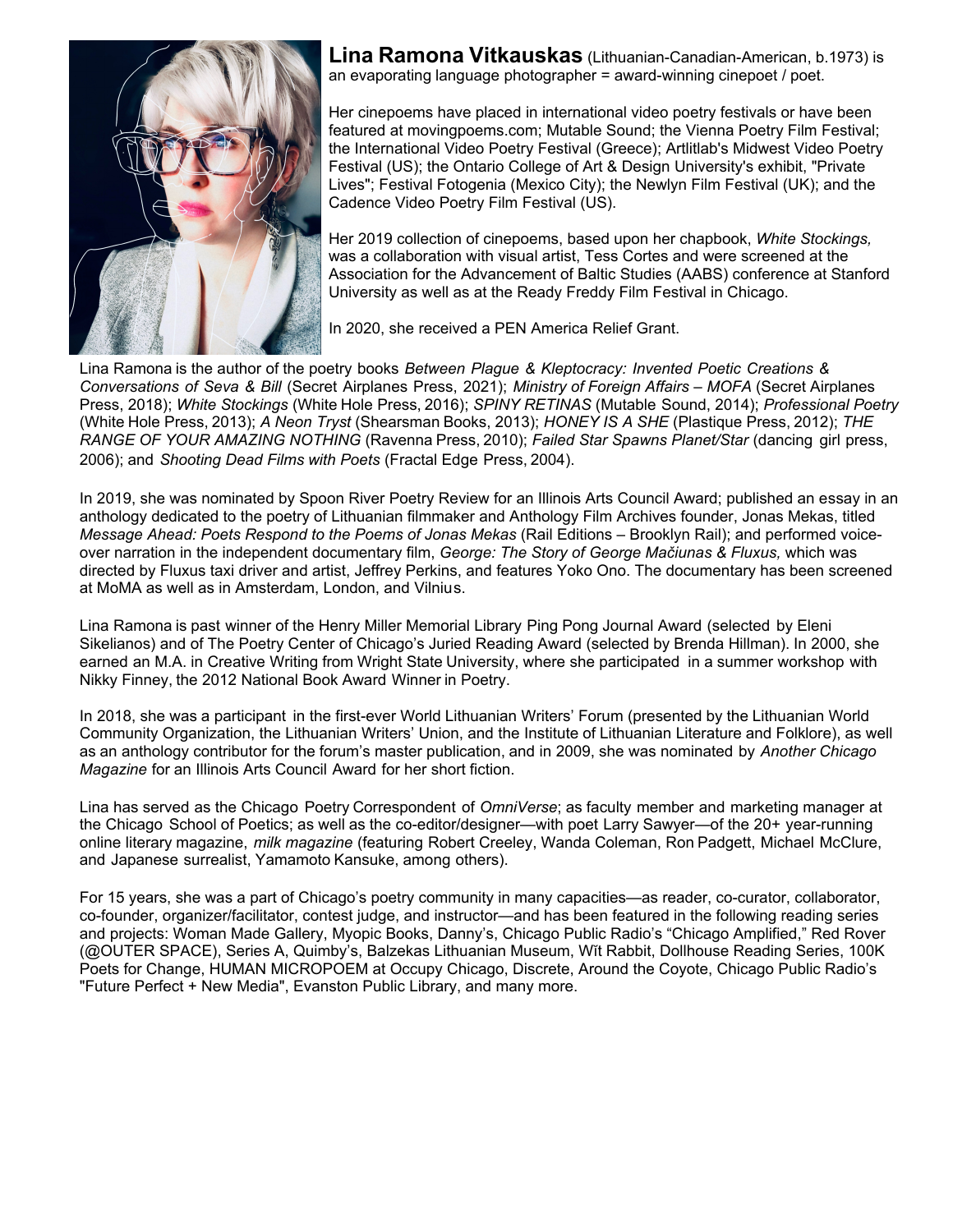**Lina Ramona Vitkauskas** (Lithuanian-Canadian-American, b.1973) is an evaporating language photographer = award-winning cinepoet / poet.

Her cinepoems have placed in international video poetry festivals or have been featured at movingpoems.com; Mutable Sound; the Vienna Poetry Film Festival; the International Video Poetry Festival (Greece); Artlitlab's Midwest Video Poetry Festival (US); the Ontario College of Art & Design University's exhibit, "Private Lives"; Festival Fotogenia (Mexico City); the Newlyn Film Festival (UK); and the Cadence Video Poetry Film Festival (US).

Her 2019 collection of cinepoems, based upon her chapbook, *White Stockings,* was a collaboration with visual artist, Tess Cortes and were screened at the Association for the Advancement of Baltic Studies (AABS) conference at Stanford University as well as at the Ready Freddy Film Festival in Chicago.

In 2020, she received a PEN America Relief Grant.

Lina Ramona is the author of the poetry books *Between Plague & Kleptocracy: Invented Poetic Creations & Conversations of Seva & Bill* (Secret Airplanes Press, 2021); *Ministry of Foreign Affairs – MOFA* (Secret Airplanes Press, 2018); *White Stockings* (White Hole Press, 2016); *SPINY RETINAS* (Mutable Sound, 2014); *Professional Poetry* (White Hole Press, 2013); *A Neon Tryst* (Shearsman Books, 2013); *HONEY IS A SHE* (Plastique Press, 2012); *THE RANGE OF YOUR AMAZING NOTHING* (Ravenna Press, 2010); *Failed Star Spawns Planet/Star* (dancing girl press, 2006); and *Shooting Dead Films with Poets* (Fractal Edge Press, 2004).

In 2019, she was nominated by Spoon River Poetry Review for an Illinois Arts Council Award; published an essay in an anthology dedicated to the poetry of Lithuanian filmmaker and Anthology Film Archives founder, Jonas Mekas, titled *Message Ahead: Poets Respond to the Poems of Jonas Mekas* (Rail Editions – Brooklyn Rail); and performed voice-over narration in the independent documentary film, *George: The Story of George Mačiunas & Fluxus,* which was directed by Fluxus taxi driver and artist, Jeffrey Perkins, and features Yoko Ono. The documentary has been screened at MoMA as well as in Amsterdam, London, and Vilnius.

Lina Ramona is past winner of the Henry Miller Memorial Library Ping Pong Journal Award (selected by Eleni Sikelianos) and of The Poetry Center of Chicago's Juried Reading Award (selected by Brenda Hillman). In 2000, she earned an M.A. in Creative Writing from Wright State University, where she participated in a summer workshop with Nikky Finney, the 2012 National Book Award Winner in Poetry.

In 2018, she was a participant in the first-ever World Lithuanian Writers' Forum (presented by the Lithuanian World Community Organization, the Lithuanian Writers' Union, and the Institute of Lithuanian Literature and Folklore), as well as an anthology contributor for the forum's master publication, and in 2009, she was nominated by *Another Chicago Magazine* for an Illinois Arts Council Award for her short fiction.

Lina has served as the Chicago Poetry Correspondent of *OmniVerse*; as faculty member and marketing manager at the Chicago School of Poetics; as well as the co-editor/designer—with poet Larry Sawyer—of the 20+ year-running online literary magazine, *milk magazine* (featuring Robert Creeley, Wanda Coleman, Ron Padgett, Michael McClure, and Japanese surrealist, Yamamoto Kansuke, among others).

For 15 years, she was a part of Chicago's poetry community in many capacities—as reader, co-curator, collaborator, co-founder, organizer/facilitator, contest judge, and instructor—and has been featured in the following reading series and projects: Woman Made Gallery, Myopic Books, Danny's, Chicago Public Radio's "Chicago Amplified," Red Rover (@OUTER SPACE), Series A, Quimby's, Balzekas Lithuanian Museum, Wĭt Rabbit, Dollhouse Reading Series, 100K Poets for Change, HUMAN MICROPOEM at Occupy Chicago, Discrete, Around the Coyote, Chicago Public Radio's "Future Perfect + New Media", Evanston Public Library, and many more.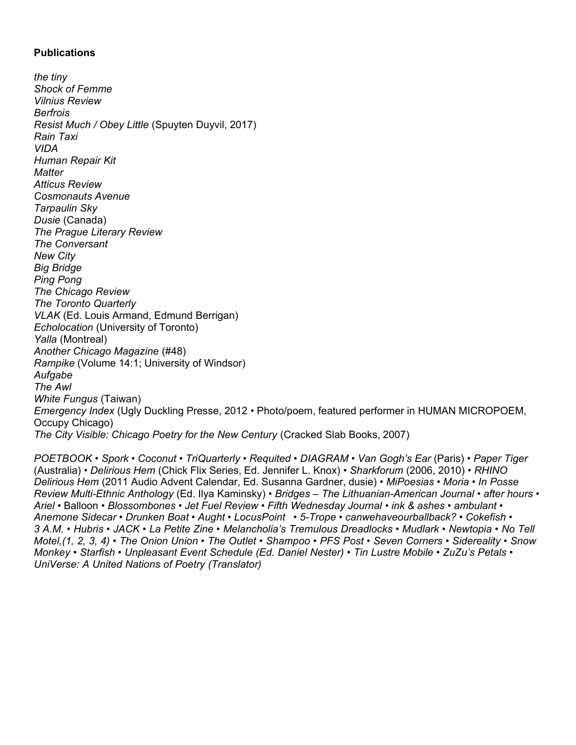**Publications**

*the tiny*
*Shock of Femme*
*Vilnius Review*
*Berfrois*
*Resist Much / Obey Little* (Spuyten Duyvil, 2017)
*Rain Taxi*
*VIDA*
*Human Repair Kit*
*Matter*
*Atticus Review*
*Cosmonauts Avenue*
*Tarpaulin Sky*
*Dusie* (Canada)
*The Prague Literary Review*
*The Conversant*
*New City*
*Big Bridge*
*Ping Pong*
*The Chicago Review*
*The Toronto Quarterly*
*VLAK* (Ed. Louis Armand, Edmund Berrigan)
*Echolocation* (University of Toronto)
*Yalla* (Montreal)
*Another Chicago Magazine* (#48)
*Rampike* (Volume 14:1; University of Windsor)
*Aufgabe*
*The Awl*
*White Fungus* (Taiwan)
*Emergency Index* (Ugly Duckling Presse, 2012 • Photo/poem, featured performer in HUMAN MICROPOEM, Occupy Chicago)
*The City Visible: Chicago Poetry for the New Century* (Cracked Slab Books, 2007)

*POETBOOK* • *Spork* • *Coconut* • *TriQuarterly* • *Requited* • *DIAGRAM* • *Van Gogh's Ear* (Paris) • *Paper Tiger* (Australia) • *Delirious Hem* (Chick Flix Series, Ed. Jennifer L. Knox) • *Sharkforum* (2006, 2010) • *RHINO* *Delirious Hem* (2011 Audio Advent Calendar, Ed. Susanna Gardner, dusie) • *MiPoesias* • *Moria* • *In Posse Review Multi-Ethnic Anthology* (Ed. Ilya Kaminsky) • *Bridges – The Lithuanian-American Journal* • *after hours* • *Ariel* • Balloon • *Blossombones* • *Jet Fuel Review* • *Fifth Wednesday Journal* • *ink & ashes* • *ambulant* • *Anemone Sidecar* • *Drunken Boat* • *Aught* • *LocusPoint* • *5-Trope* • *canwehaveourballback?* • *Cokefish* • *3 A.M.* • *Hubris* • *JACK* • *La Petite Zine* • *Melancholia's Tremulous Dreadlocks* • *Mudlark* • *Newtopia* • *No Tell Motel,(1, 2, 3, 4)* • *The Onion Union* • *The Outlet* • *Shampoo* • *PFS Post* • *Seven Corners* • *Sidereality* • *Snow Monkey* • *Starfish* • *Unpleasant Event Schedule (Ed. Daniel Nester)* • *Tin Lustre Mobile* • *ZuZu's Petals* • *UniVerse: A United Nations of Poetry (Translator)*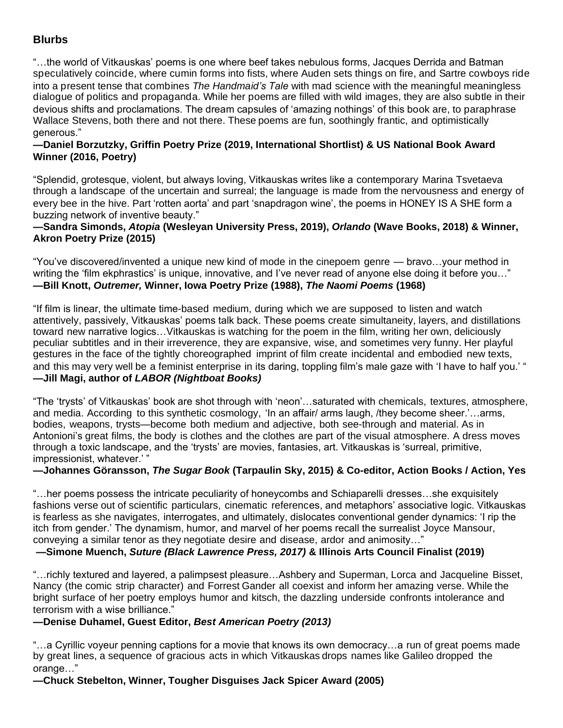## Blurbs

"…the world of Vitkauskas' poems is one where beef takes nebulous forms, Jacques Derrida and Batman speculatively coincide, where cumin forms into fists, where Auden sets things on fire, and Sartre cowboys ride into a present tense that combines *The Handmaid's Tale* with mad science with the meaningful meaningless dialogue of politics and propaganda. While her poems are filled with wild images, they are also subtle in their devious shifts and proclamations. The dream capsules of 'amazing nothings' of this book are, to paraphrase Wallace Stevens, both there and not there. These poems are fun, soothingly frantic, and optimistically generous."

**—Daniel Borzutzky, Griffin Poetry Prize (2019, International Shortlist) & US National Book Award Winner (2016, Poetry)**

"Splendid, grotesque, violent, but always loving, Vitkauskas writes like a contemporary Marina Tsvetaeva through a landscape of the uncertain and surreal; the language is made from the nervousness and energy of every bee in the hive. Part 'rotten aorta' and part 'snapdragon wine', the poems in HONEY IS A SHE form a buzzing network of inventive beauty."

**—Sandra Simonds, *Atopia* (Wesleyan University Press, 2019), *Orlando* (Wave Books, 2018) & Winner, Akron Poetry Prize (2015)**

"You've discovered/invented a unique new kind of mode in the cinepoem genre — bravo…your method in writing the 'film ekphrastics' is unique, innovative, and I've never read of anyone else doing it before you…"

**—Bill Knott, *Outremer,* Winner, Iowa Poetry Prize (1988), *The Naomi Poems* (1968)**

"If film is linear, the ultimate time-based medium, during which we are supposed to listen and watch attentively, passively, Vitkauskas' poems talk back. These poems create simultaneity, layers, and distillations toward new narrative logics…Vitkauskas is watching for the poem in the film, writing her own, deliciously peculiar subtitles and in their irreverence, they are expansive, wise, and sometimes very funny. Her playful gestures in the face of the tightly choreographed imprint of film create incidental and embodied new texts, and this may very well be a feminist enterprise in its daring, toppling film's male gaze with 'I have to half you.' "

**—Jill Magi, author of *LABOR (Nightboat Books)***

"The 'trysts' of Vitkauskas' book are shot through with 'neon'…saturated with chemicals, textures, atmosphere, and media. According to this synthetic cosmology, 'In an affair/ arms laugh, /they become sheer.'…arms, bodies, weapons, trysts—become both medium and adjective, both see-through and material. As in Antonioni's great films, the body is clothes and the clothes are part of the visual atmosphere. A dress moves through a toxic landscape, and the 'trysts' are movies, fantasies, art. Vitkauskas is 'surreal, primitive, impressionist, whatever.' "

**—Johannes Göransson, *The Sugar Book* (Tarpaulin Sky, 2015) & Co-editor, Action Books / Action, Yes**

"…her poems possess the intricate peculiarity of honeycombs and Schiaparelli dresses…she exquisitely fashions verse out of scientific particulars, cinematic references, and metaphors' associative logic. Vitkauskas is fearless as she navigates, interrogates, and ultimately, dislocates conventional gender dynamics: 'I rip the itch from gender.' The dynamism, humor, and marvel of her poems recall the surrealist Joyce Mansour, conveying a similar tenor as they negotiate desire and disease, ardor and animosity…"

**—Simone Muench, *Suture (Black Lawrence Press, 2017)* & Illinois Arts Council Finalist (2019)**

"…richly textured and layered, a palimpsest pleasure…Ashbery and Superman, Lorca and Jacqueline Bisset, Nancy (the comic strip character) and Forrest Gander all coexist and inform her amazing verse. While the bright surface of her poetry employs humor and kitsch, the dazzling underside confronts intolerance and terrorism with a wise brilliance."

**—Denise Duhamel, Guest Editor, *Best American Poetry (2013)***

"…a Cyrillic voyeur penning captions for a movie that knows its own democracy…a run of great poems made by great lines, a sequence of gracious acts in which Vitkauskas drops names like Galileo dropped the orange…"

**—Chuck Stebelton, Winner, Tougher Disguises Jack Spicer Award (2005)**